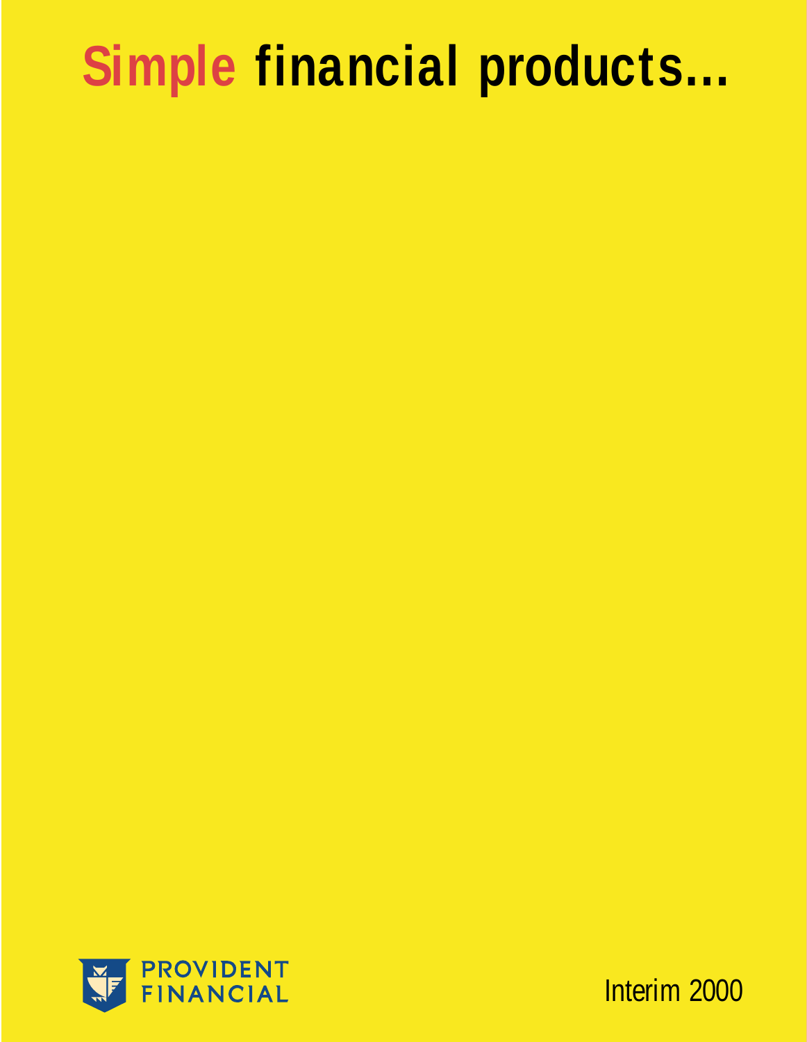# Simple financial products...

PROVIDENT FINANCIAL

Interim 2000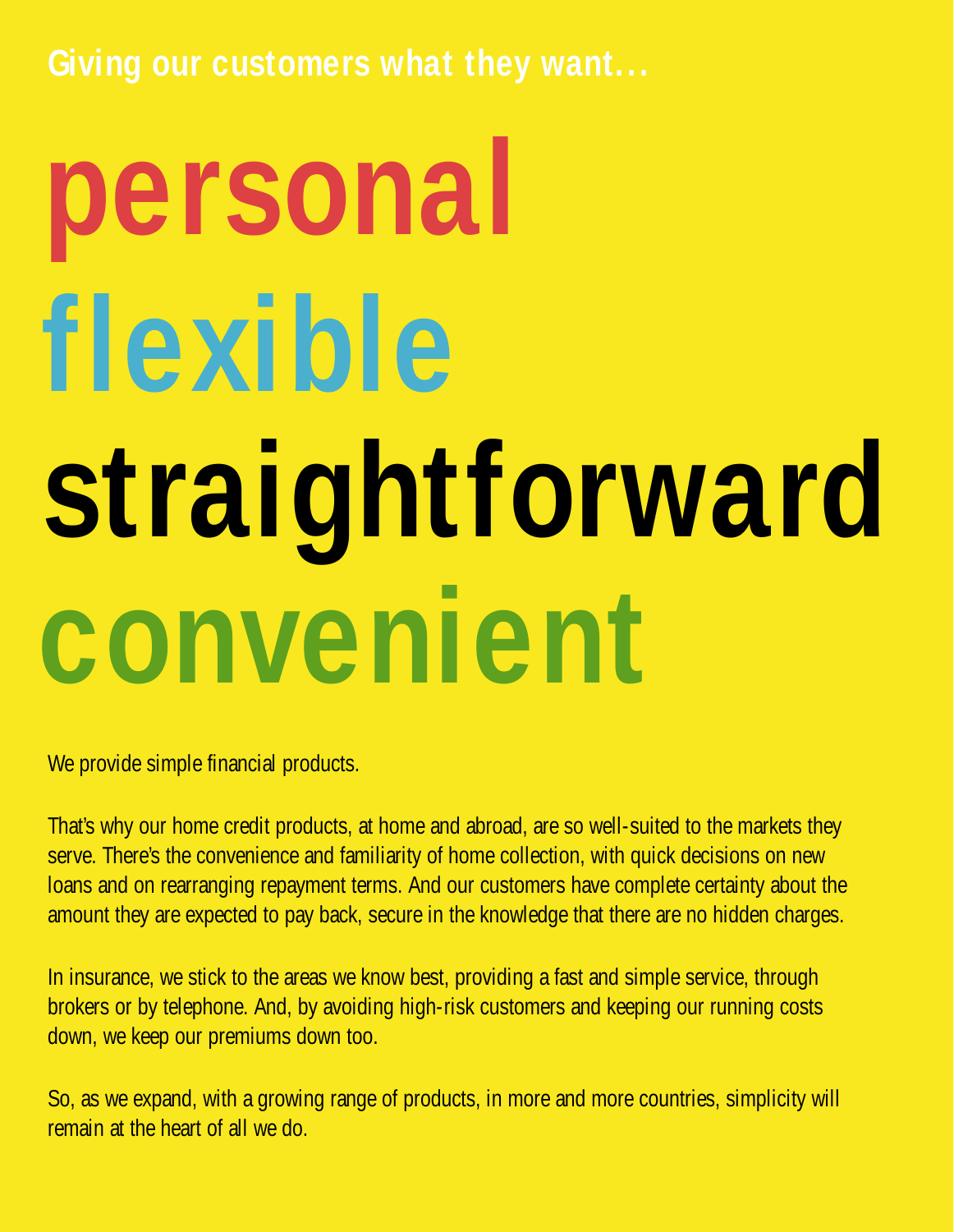Giving our customers what they want…

# personal
# flexible
# straightforward
# convenient

We provide simple financial products.

That's why our home credit products, at home and abroad, are so well-suited to the markets they serve. There's the convenience and familiarity of home collection, with quick decisions on new loans and on rearranging repayment terms. And our customers have complete certainty about the amount they are expected to pay back, secure in the knowledge that there are no hidden charges.

In insurance, we stick to the areas we know best, providing a fast and simple service, through brokers or by telephone. And, by avoiding high-risk customers and keeping our running costs down, we keep our premiums down too.

So, as we expand, with a growing range of products, in more and more countries, simplicity will remain at the heart of all we do.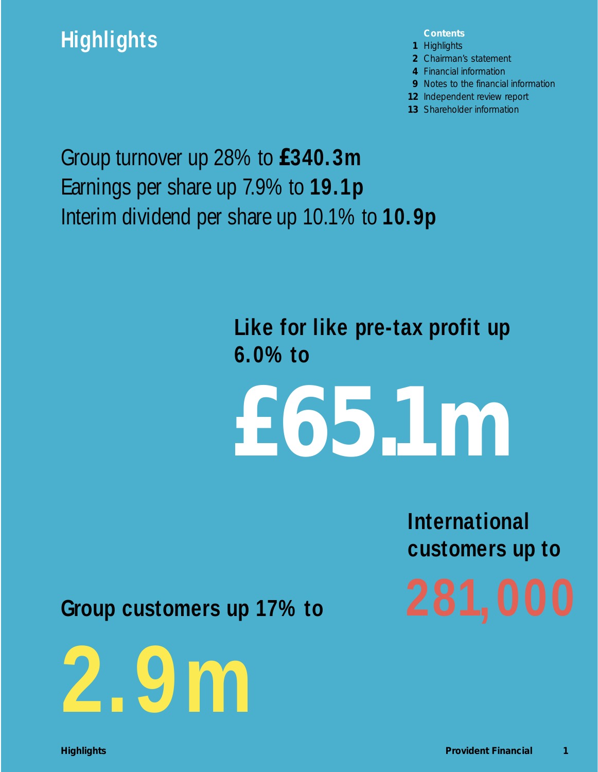# Highlights

**Contents**

1 Highlights
2 Chairman's statement
4 Financial information
9 Notes to the financial information
12 Independent review report
13 Shareholder information

Group turnover up 28% to **£340.3m**
Earnings per share up 7.9% to **19.1p**
Interim dividend per share up 10.1% to **10.9p**

**Like for like pre-tax profit up 6.0% to**

# £65.1m

**International customers up to**

# 281,000

**Group customers up 17% to**

# 2.9m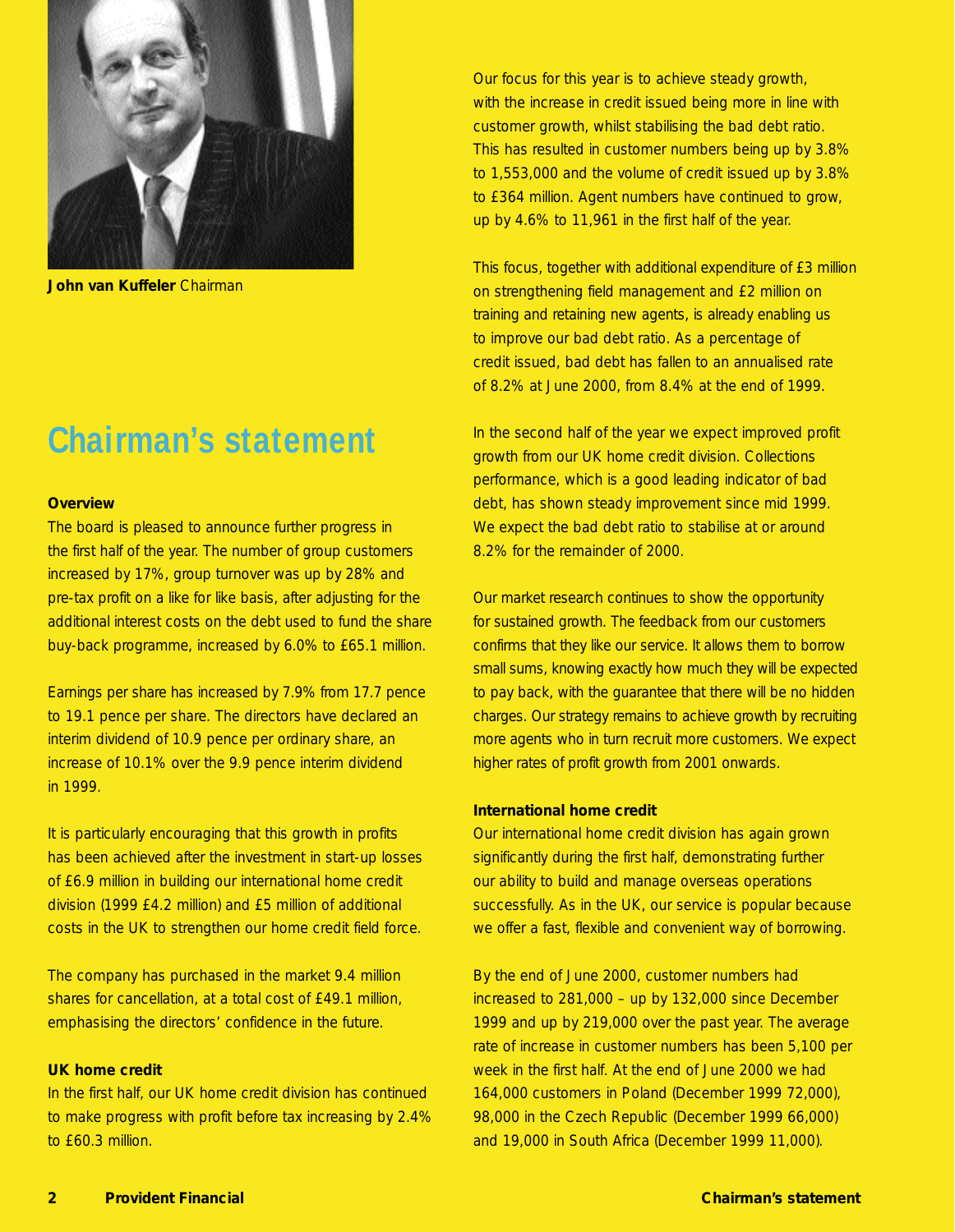John van Kuffeler **Chairman**

# Chairman's statement

**Overview**

The board is pleased to announce further progress in the first half of the year. The number of group customers increased by 17%, group turnover was up by 28% and pre-tax profit on a like for like basis, after adjusting for the additional interest costs on the debt used to fund the share buy-back programme, increased by 6.0% to £65.1 million.

Earnings per share has increased by 7.9% from 17.7 pence to 19.1 pence per share. The directors have declared an interim dividend of 10.9 pence per ordinary share, an increase of 10.1% over the 9.9 pence interim dividend in 1999.

It is particularly encouraging that this growth in profits has been achieved after the investment in start-up losses of £6.9 million in building our international home credit division (1999 £4.2 million) and £5 million of additional costs in the UK to strengthen our home credit field force.

The company has purchased in the market 9.4 million shares for cancellation, at a total cost of £49.1 million, emphasising the directors' confidence in the future.

**UK home credit**

In the first half, our UK home credit division has continued to make progress with profit before tax increasing by 2.4% to £60.3 million.

Our focus for this year is to achieve steady growth, with the increase in credit issued being more in line with customer growth, whilst stabilising the bad debt ratio. This has resulted in customer numbers being up by 3.8% to 1,553,000 and the volume of credit issued up by 3.8% to £364 million. Agent numbers have continued to grow, up by 4.6% to 11,961 in the first half of the year.

This focus, together with additional expenditure of £3 million on strengthening field management and £2 million on training and retaining new agents, is already enabling us to improve our bad debt ratio. As a percentage of credit issued, bad debt has fallen to an annualised rate of 8.2% at June 2000, from 8.4% at the end of 1999.

In the second half of the year we expect improved profit growth from our UK home credit division. Collections performance, which is a good leading indicator of bad debt, has shown steady improvement since mid 1999. We expect the bad debt ratio to stabilise at or around 8.2% for the remainder of 2000.

Our market research continues to show the opportunity for sustained growth. The feedback from our customers confirms that they like our service. It allows them to borrow small sums, knowing exactly how much they will be expected to pay back, with the guarantee that there will be no hidden charges. Our strategy remains to achieve growth by recruiting more agents who in turn recruit more customers. We expect higher rates of profit growth from 2001 onwards.

**International home credit**

Our international home credit division has again grown significantly during the first half, demonstrating further our ability to build and manage overseas operations successfully. As in the UK, our service is popular because we offer a fast, flexible and convenient way of borrowing.

By the end of June 2000, customer numbers had increased to 281,000 – up by 132,000 since December 1999 and up by 219,000 over the past year. The average rate of increase in customer numbers has been 5,100 per week in the first half. At the end of June 2000 we had 164,000 customers in Poland (December 1999 72,000), 98,000 in the Czech Republic (December 1999 66,000) and 19,000 in South Africa (December 1999 11,000).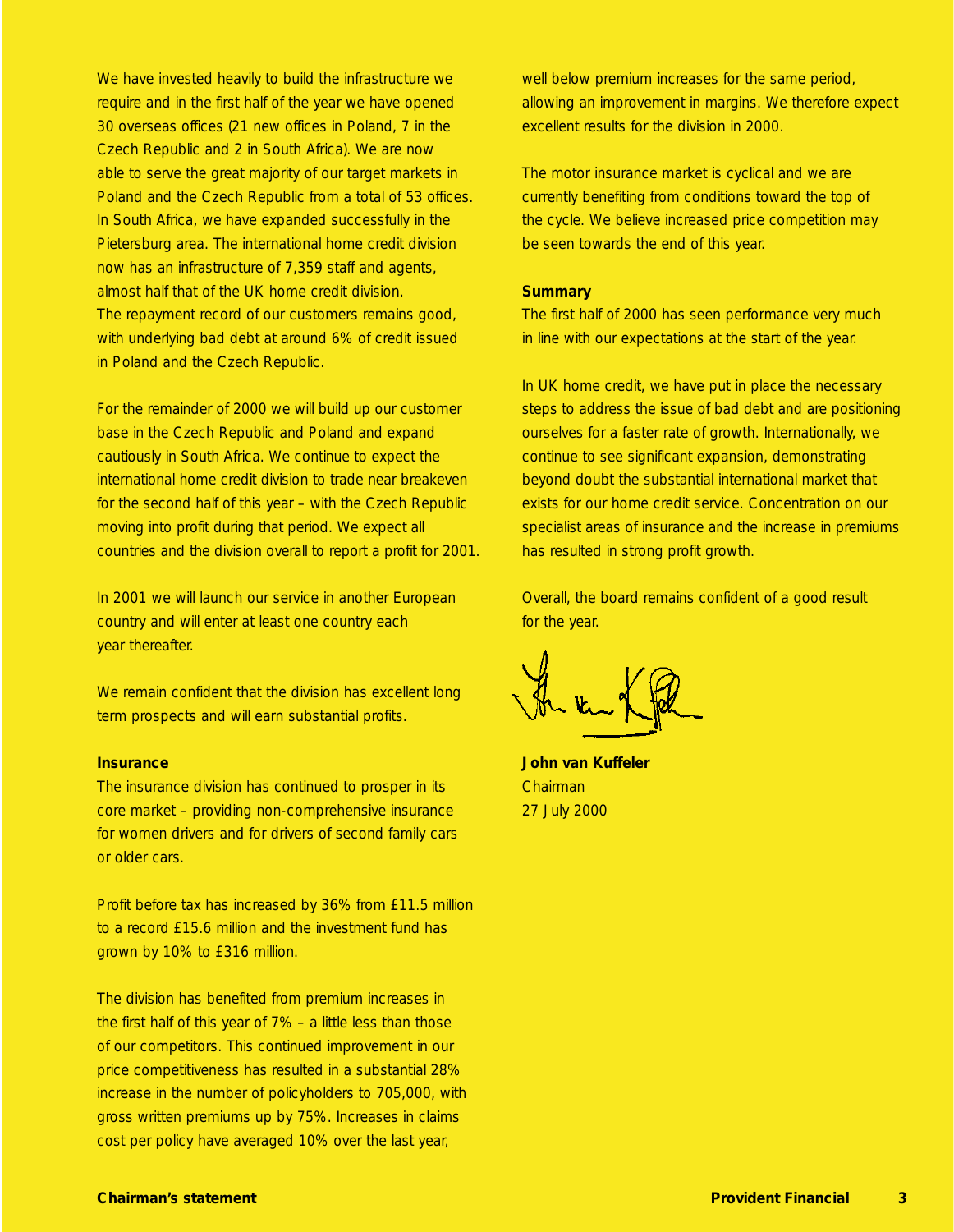We have invested heavily to build the infrastructure we require and in the first half of the year we have opened 30 overseas offices (21 new offices in Poland, 7 in the Czech Republic and 2 in South Africa). We are now able to serve the great majority of our target markets in Poland and the Czech Republic from a total of 53 offices. In South Africa, we have expanded successfully in the Pietersburg area. The international home credit division now has an infrastructure of 7,359 staff and agents, almost half that of the UK home credit division. The repayment record of our customers remains good, with underlying bad debt at around 6% of credit issued in Poland and the Czech Republic.

For the remainder of 2000 we will build up our customer base in the Czech Republic and Poland and expand cautiously in South Africa. We continue to expect the international home credit division to trade near breakeven for the second half of this year – with the Czech Republic moving into profit during that period. We expect all countries and the division overall to report a profit for 2001.

In 2001 we will launch our service in another European country and will enter at least one country each year thereafter.

We remain confident that the division has excellent long term prospects and will earn substantial profits.

**Insurance**

The insurance division has continued to prosper in its core market – providing non-comprehensive insurance for women drivers and for drivers of second family cars or older cars.

Profit before tax has increased by 36% from £11.5 million to a record £15.6 million and the investment fund has grown by 10% to £316 million.

The division has benefited from premium increases in the first half of this year of 7% – a little less than those of our competitors. This continued improvement in our price competitiveness has resulted in a substantial 28% increase in the number of policyholders to 705,000, with gross written premiums up by 75%. Increases in claims cost per policy have averaged 10% over the last year, well below premium increases for the same period, allowing an improvement in margins. We therefore expect excellent results for the division in 2000.

The motor insurance market is cyclical and we are currently benefiting from conditions toward the top of the cycle. We believe increased price competition may be seen towards the end of this year.

**Summary**

The first half of 2000 has seen performance very much in line with our expectations at the start of the year.

In UK home credit, we have put in place the necessary steps to address the issue of bad debt and are positioning ourselves for a faster rate of growth. Internationally, we continue to see significant expansion, demonstrating beyond doubt the substantial international market that exists for our home credit service. Concentration on our specialist areas of insurance and the increase in premiums has resulted in strong profit growth.

Overall, the board remains confident of a good result for the year.

**John van Kuffeler**
Chairman
27 July 2000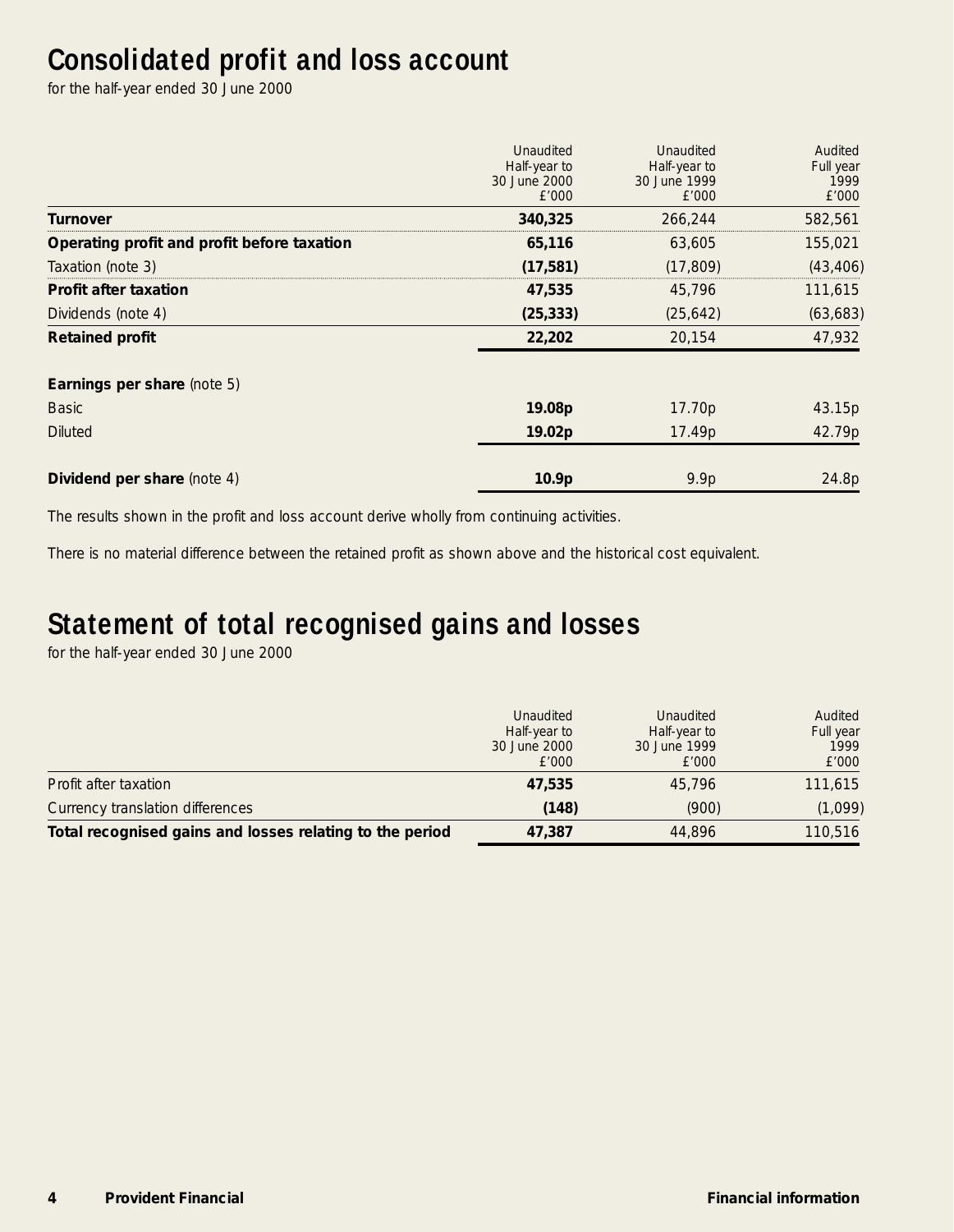# Consolidated profit and loss account

for the half-year ended 30 June 2000

| | Unaudited Half-year to 30 June 2000 £'000 | Unaudited Half-year to 30 June 1999 £'000 | Audited Full year 1999 £'000 |
|---|---|---|---|
| **Turnover** | **340,325** | 266,244 | 582,561 |
| **Operating profit and profit before taxation** | **65,116** | 63,605 | 155,021 |
| Taxation (note 3) | **(17,581)** | (17,809) | (43,406) |
| **Profit after taxation** | **47,535** | 45,796 | 111,615 |
| Dividends (note 4) | **(25,333)** | (25,642) | (63,683) |
| **Retained profit** | **22,202** | 20,154 | 47,932 |
| **Earnings per share** (note 5) | | | |
| Basic | **19.08p** | 17.70p | 43.15p |
| Diluted | **19.02p** | 17.49p | 42.79p |
| **Dividend per share** (note 4) | **10.9p** | 9.9p | 24.8p |

The results shown in the profit and loss account derive wholly from continuing activities.

There is no material difference between the retained profit as shown above and the historical cost equivalent.

# Statement of total recognised gains and losses

for the half-year ended 30 June 2000

| | Unaudited Half-year to 30 June 2000 £'000 | Unaudited Half-year to 30 June 1999 £'000 | Audited Full year 1999 £'000 |
|---|---|---|---|
| Profit after taxation | **47,535** | 45,796 | 111,615 |
| Currency translation differences | **(148)** | (900) | (1,099) |
| **Total recognised gains and losses relating to the period** | **47,387** | 44,896 | 110,516 |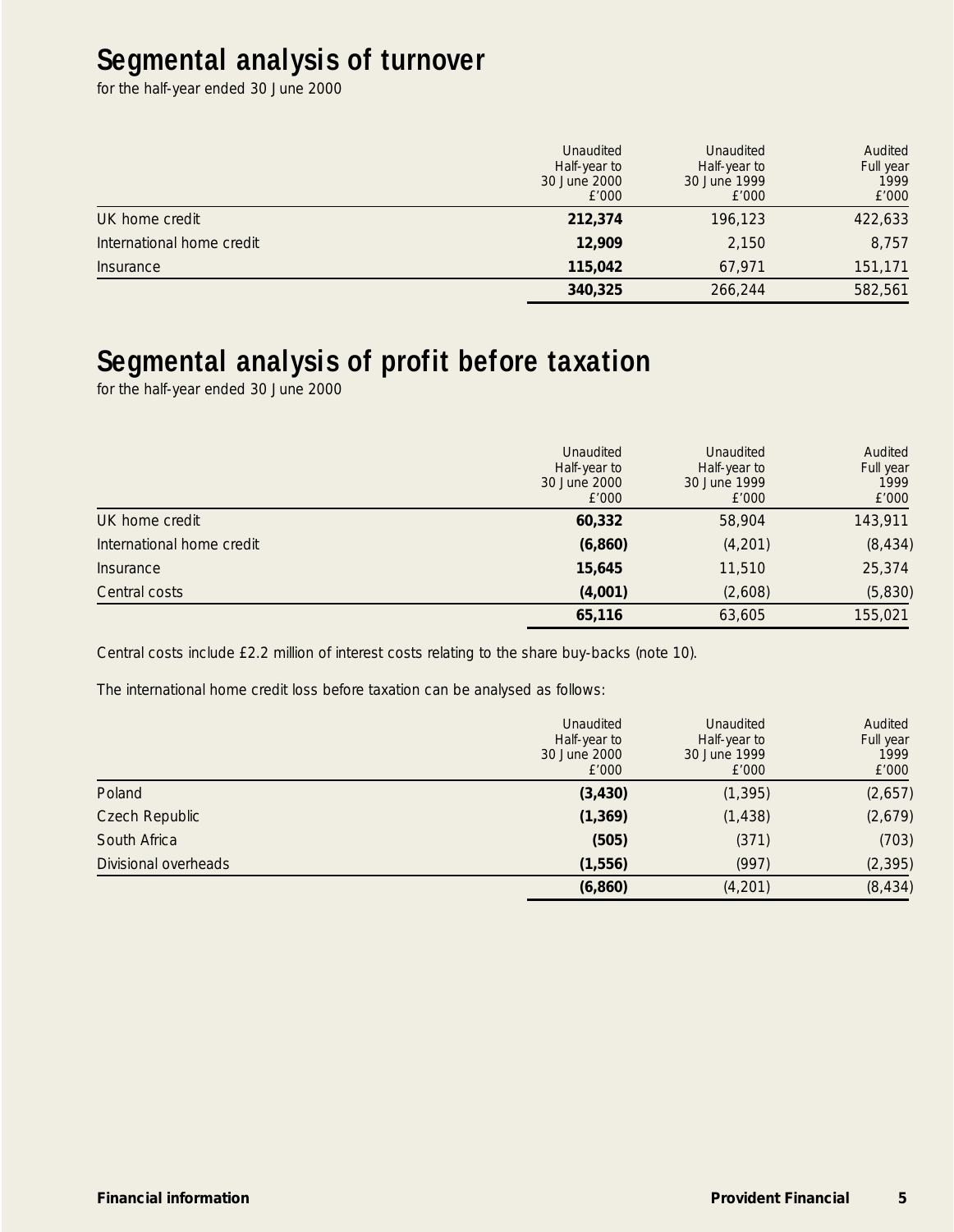# Segmental analysis of turnover

for the half-year ended 30 June 2000

| | Unaudited Half-year to 30 June 2000 £'000 | Unaudited Half-year to 30 June 1999 £'000 | Audited Full year 1999 £'000 |
|---|---|---|---|
| UK home credit | **212,374** | 196,123 | 422,633 |
| International home credit | **12,909** | 2,150 | 8,757 |
| Insurance | **115,042** | 67,971 | 151,171 |
| | **340,325** | 266,244 | 582,561 |

# Segmental analysis of profit before taxation

for the half-year ended 30 June 2000

| | Unaudited Half-year to 30 June 2000 £'000 | Unaudited Half-year to 30 June 1999 £'000 | Audited Full year 1999 £'000 |
|---|---|---|---|
| UK home credit | **60,332** | 58,904 | 143,911 |
| International home credit | **(6,860)** | (4,201) | (8,434) |
| Insurance | **15,645** | 11,510 | 25,374 |
| Central costs | **(4,001)** | (2,608) | (5,830) |
| | **65,116** | 63,605 | 155,021 |

Central costs include £2.2 million of interest costs relating to the share buy-backs (note 10).

The international home credit loss before taxation can be analysed as follows:

| | Unaudited Half-year to 30 June 2000 £'000 | Unaudited Half-year to 30 June 1999 £'000 | Audited Full year 1999 £'000 |
|---|---|---|---|
| Poland | **(3,430)** | (1,395) | (2,657) |
| Czech Republic | **(1,369)** | (1,438) | (2,679) |
| South Africa | **(505)** | (371) | (703) |
| Divisional overheads | **(1,556)** | (997) | (2,395) |
| | **(6,860)** | (4,201) | (8,434) |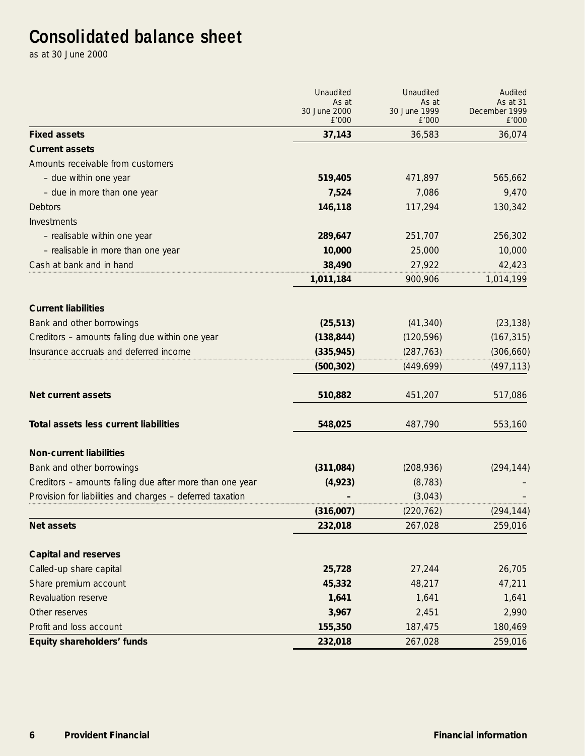# Consolidated balance sheet

as at 30 June 2000

| | Unaudited As at 30 June 2000 £'000 | Unaudited As at 30 June 1999 £'000 | Audited As at 31 December 1999 £'000 |
|---|---|---|---|
| **Fixed assets** | **37,143** | 36,583 | 36,074 |
| **Current assets** | | | |
| Amounts receivable from customers | | | |
| – due within one year | **519,405** | 471,897 | 565,662 |
| – due in more than one year | **7,524** | 7,086 | 9,470 |
| Debtors | **146,118** | 117,294 | 130,342 |
| Investments | | | |
| – realisable within one year | **289,647** | 251,707 | 256,302 |
| – realisable in more than one year | **10,000** | 25,000 | 10,000 |
| Cash at bank and in hand | **38,490** | 27,922 | 42,423 |
| | **1,011,184** | 900,906 | 1,014,199 |
| **Current liabilities** | | | |
| Bank and other borrowings | **(25,513)** | (41,340) | (23,138) |
| Creditors – amounts falling due within one year | **(138,844)** | (120,596) | (167,315) |
| Insurance accruals and deferred income | **(335,945)** | (287,763) | (306,660) |
| | **(500,302)** | (449,699) | (497,113) |
| **Net current assets** | **510,882** | 451,207 | 517,086 |
| **Total assets less current liabilities** | **548,025** | 487,790 | 553,160 |
| **Non-current liabilities** | | | |
| Bank and other borrowings | **(311,084)** | (208,936) | (294,144) |
| Creditors – amounts falling due after more than one year | **(4,923)** | (8,783) | – |
| Provision for liabilities and charges – deferred taxation | **–** | (3,043) | – |
| | **(316,007)** | (220,762) | (294,144) |
| **Net assets** | **232,018** | 267,028 | 259,016 |
| **Capital and reserves** | | | |
| Called-up share capital | **25,728** | 27,244 | 26,705 |
| Share premium account | **45,332** | 48,217 | 47,211 |
| Revaluation reserve | **1,641** | 1,641 | 1,641 |
| Other reserves | **3,967** | 2,451 | 2,990 |
| Profit and loss account | **155,350** | 187,475 | 180,469 |
| **Equity shareholders' funds** | **232,018** | 267,028 | 259,016 |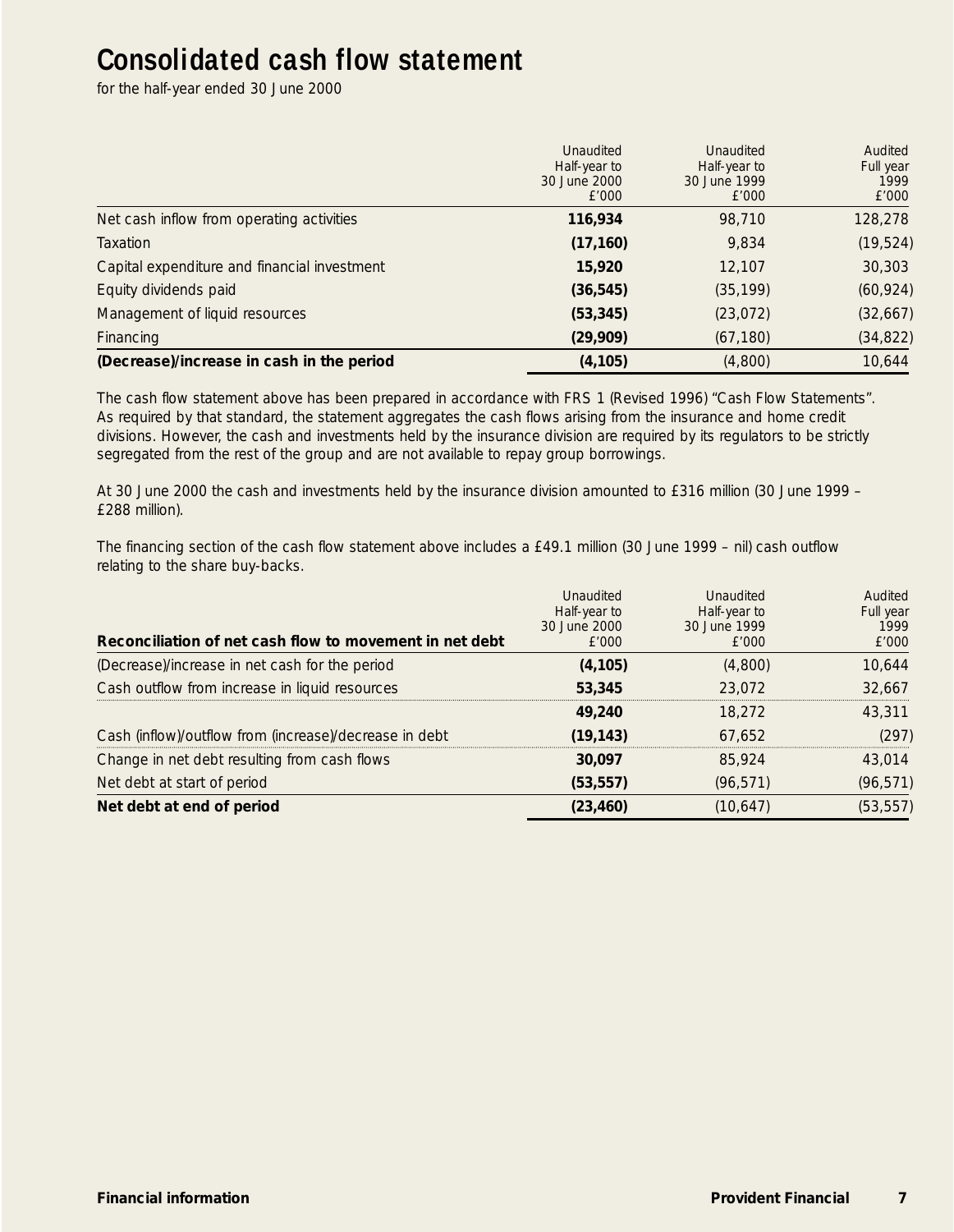# Consolidated cash flow statement

for the half-year ended 30 June 2000

| | Unaudited Half-year to 30 June 2000 £'000 | Unaudited Half-year to 30 June 1999 £'000 | Audited Full year 1999 £'000 |
|---|---|---|---|
| Net cash inflow from operating activities | **116,934** | 98,710 | 128,278 |
| Taxation | **(17,160)** | 9,834 | (19,524) |
| Capital expenditure and financial investment | **15,920** | 12,107 | 30,303 |
| Equity dividends paid | **(36,545)** | (35,199) | (60,924) |
| Management of liquid resources | **(53,345)** | (23,072) | (32,667) |
| Financing | **(29,909)** | (67,180) | (34,822) |
| **(Decrease)/increase in cash in the period** | **(4,105)** | (4,800) | 10,644 |

The cash flow statement above has been prepared in accordance with FRS 1 (Revised 1996) "Cash Flow Statements". As required by that standard, the statement aggregates the cash flows arising from the insurance and home credit divisions. However, the cash and investments held by the insurance division are required by its regulators to be strictly segregated from the rest of the group and are not available to repay group borrowings.

At 30 June 2000 the cash and investments held by the insurance division amounted to £316 million (30 June 1999 – £288 million).

The financing section of the cash flow statement above includes a £49.1 million (30 June 1999 – nil) cash outflow relating to the share buy-backs.

| **Reconciliation of net cash flow to movement in net debt** | Unaudited Half-year to 30 June 2000 £'000 | Unaudited Half-year to 30 June 1999 £'000 | Audited Full year 1999 £'000 |
|---|---|---|---|
| (Decrease)/increase in net cash for the period | **(4,105)** | (4,800) | 10,644 |
| Cash outflow from increase in liquid resources | **53,345** | 23,072 | 32,667 |
| | **49,240** | 18,272 | 43,311 |
| Cash (inflow)/outflow from (increase)/decrease in debt | **(19,143)** | 67,652 | (297) |
| Change in net debt resulting from cash flows | **30,097** | 85,924 | 43,014 |
| Net debt at start of period | **(53,557)** | (96,571) | (96,571) |
| **Net debt at end of period** | **(23,460)** | (10,647) | (53,557) |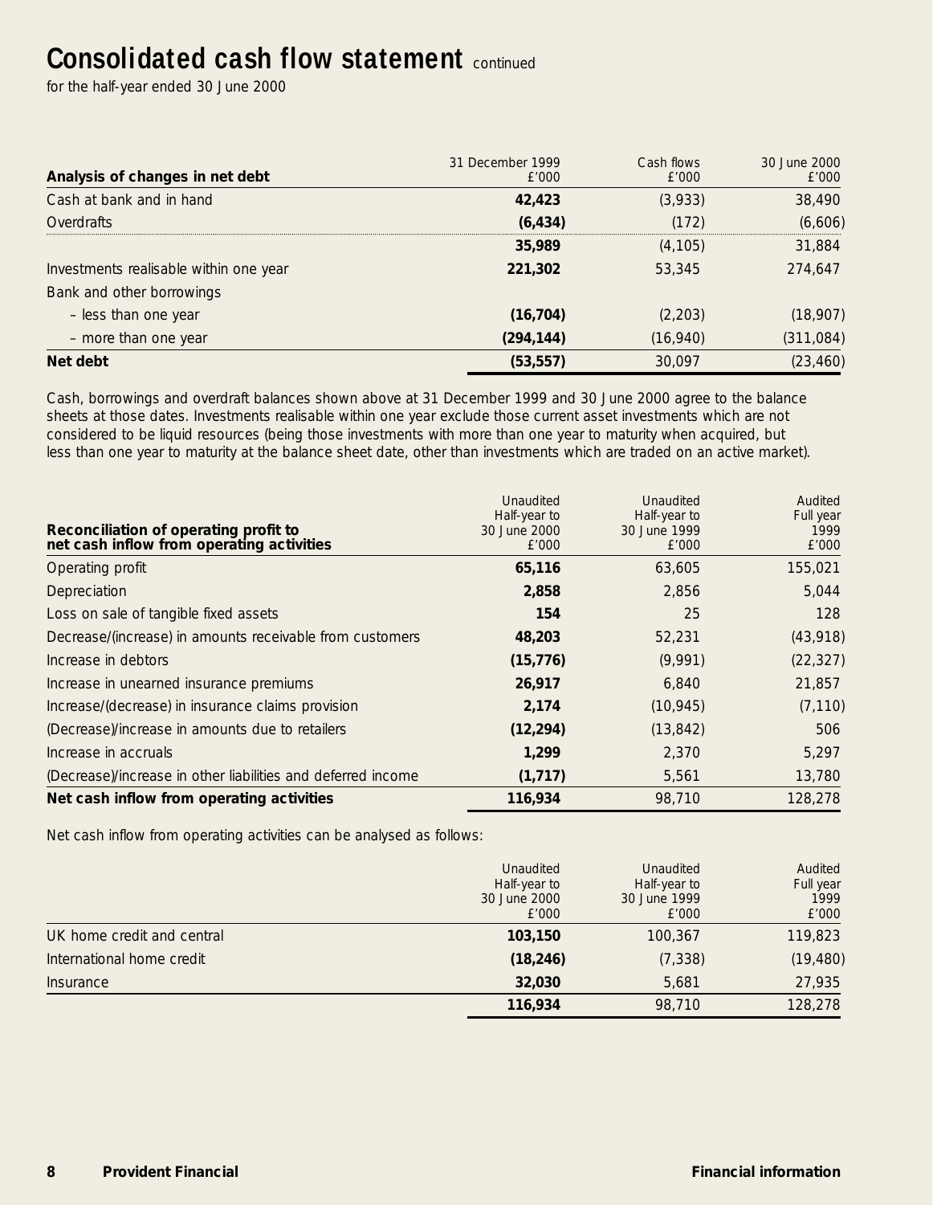# Consolidated cash flow statement continued

for the half-year ended 30 June 2000

| Analysis of changes in net debt | 31 December 1999 £'000 | Cash flows £'000 | 30 June 2000 £'000 |
|---|---|---|---|
| Cash at bank and in hand | **42,423** | (3,933) | 38,490 |
| Overdrafts | **(6,434)** | (172) | (6,606) |
| | **35,989** | (4,105) | 31,884 |
| Investments realisable within one year | **221,302** | 53,345 | 274,647 |
| Bank and other borrowings | | | |
| – less than one year | **(16,704)** | (2,203) | (18,907) |
| – more than one year | **(294,144)** | (16,940) | (311,084) |
| **Net debt** | **(53,557)** | 30,097 | (23,460) |

Cash, borrowings and overdraft balances shown above at 31 December 1999 and 30 June 2000 agree to the balance sheets at those dates. Investments realisable within one year exclude those current asset investments which are not considered to be liquid resources (being those investments with more than one year to maturity when acquired, but less than one year to maturity at the balance sheet date, other than investments which are traded on an active market).

| Reconciliation of operating profit to net cash inflow from operating activities | Unaudited Half-year to 30 June 2000 £'000 | Unaudited Half-year to 30 June 1999 £'000 | Audited Full year 1999 £'000 |
|---|---|---|---|
| Operating profit | **65,116** | 63,605 | 155,021 |
| Depreciation | **2,858** | 2,856 | 5,044 |
| Loss on sale of tangible fixed assets | **154** | 25 | 128 |
| Decrease/(increase) in amounts receivable from customers | **48,203** | 52,231 | (43,918) |
| Increase in debtors | **(15,776)** | (9,991) | (22,327) |
| Increase in unearned insurance premiums | **26,917** | 6,840 | 21,857 |
| Increase/(decrease) in insurance claims provision | **2,174** | (10,945) | (7,110) |
| (Decrease)/increase in amounts due to retailers | **(12,294)** | (13,842) | 506 |
| Increase in accruals | **1,299** | 2,370 | 5,297 |
| (Decrease)/increase in other liabilities and deferred income | **(1,717)** | 5,561 | 13,780 |
| **Net cash inflow from operating activities** | **116,934** | 98,710 | 128,278 |

Net cash inflow from operating activities can be analysed as follows:

| | Unaudited Half-year to 30 June 2000 £'000 | Unaudited Half-year to 30 June 1999 £'000 | Audited Full year 1999 £'000 |
|---|---|---|---|
| UK home credit and central | **103,150** | 100,367 | 119,823 |
| International home credit | **(18,246)** | (7,338) | (19,480) |
| Insurance | **32,030** | 5,681 | 27,935 |
| | **116,934** | 98,710 | 128,278 |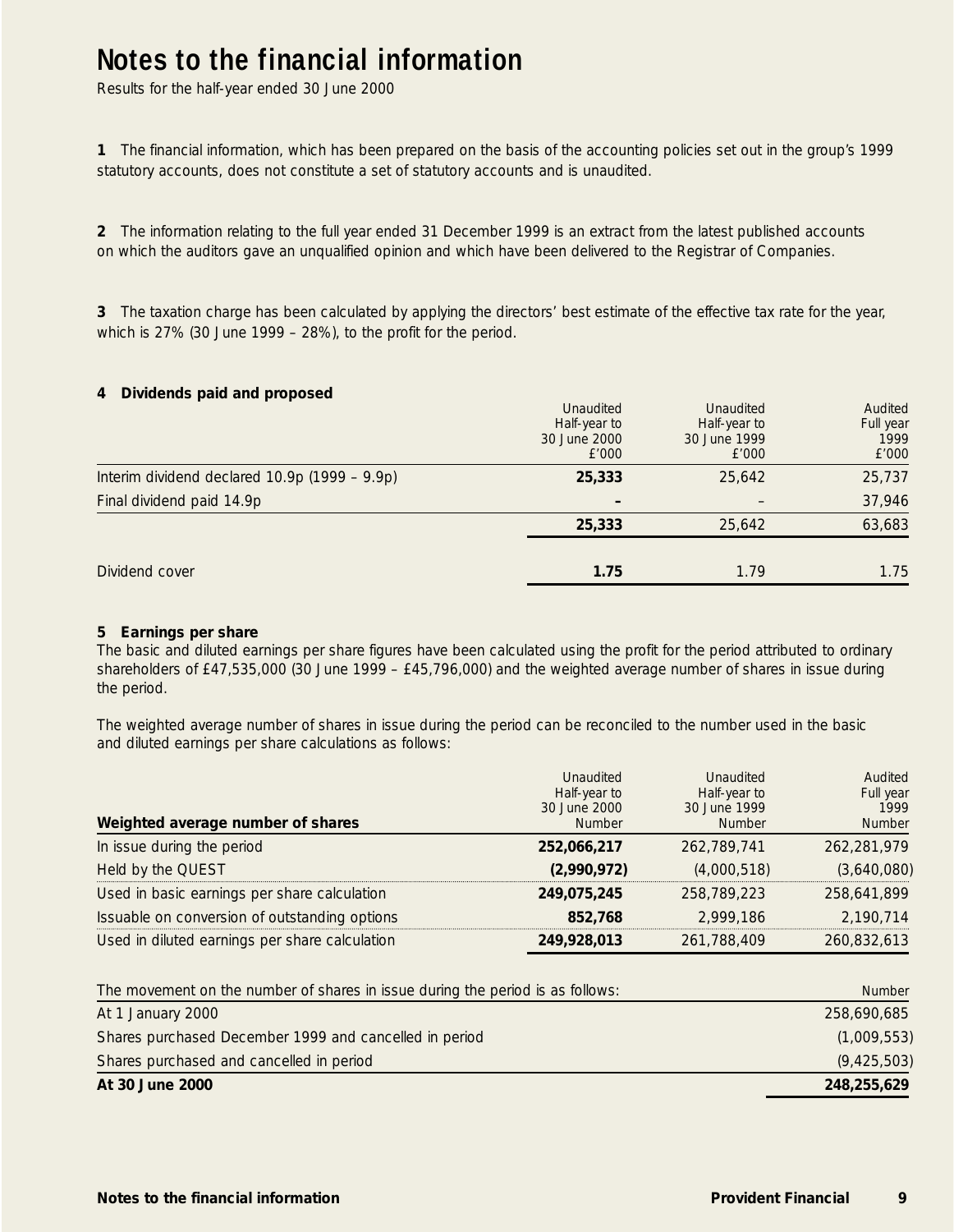# Notes to the financial information

Results for the half-year ended 30 June 2000

**1** The financial information, which has been prepared on the basis of the accounting policies set out in the group's 1999 statutory accounts, does not constitute a set of statutory accounts and is unaudited.

**2** The information relating to the full year ended 31 December 1999 is an extract from the latest published accounts on which the auditors gave an unqualified opinion and which have been delivered to the Registrar of Companies.

**3** The taxation charge has been calculated by applying the directors' best estimate of the effective tax rate for the year, which is 27% (30 June 1999 – 28%), to the profit for the period.

**4 Dividends paid and proposed**

| | Unaudited Half-year to 30 June 2000 £'000 | Unaudited Half-year to 30 June 1999 £'000 | Audited Full year 1999 £'000 |
|---|---|---|---|
| Interim dividend declared 10.9p (1999 – 9.9p) | **25,333** | 25,642 | 25,737 |
| Final dividend paid 14.9p | **–** | – | 37,946 |
| | **25,333** | 25,642 | 63,683 |
| Dividend cover | **1.75** | 1.79 | 1.75 |

**5 Earnings per share**

The basic and diluted earnings per share figures have been calculated using the profit for the period attributed to ordinary shareholders of £47,535,000 (30 June 1999 – £45,796,000) and the weighted average number of shares in issue during the period.

The weighted average number of shares in issue during the period can be reconciled to the number used in the basic and diluted earnings per share calculations as follows:

| Weighted average number of shares | Unaudited Half-year to 30 June 2000 Number | Unaudited Half-year to 30 June 1999 Number | Audited Full year 1999 Number |
|---|---|---|---|
| In issue during the period | **252,066,217** | 262,789,741 | 262,281,979 |
| Held by the QUEST | **(2,990,972)** | (4,000,518) | (3,640,080) |
| Used in basic earnings per share calculation | **249,075,245** | 258,789,223 | 258,641,899 |
| Issuable on conversion of outstanding options | **852,768** | 2,999,186 | 2,190,714 |
| Used in diluted earnings per share calculation | **249,928,013** | 261,788,409 | 260,832,613 |

| The movement on the number of shares in issue during the period is as follows: | Number |
|---|---|
| At 1 January 2000 | 258,690,685 |
| Shares purchased December 1999 and cancelled in period | (1,009,553) |
| Shares purchased and cancelled in period | (9,425,503) |
| **At 30 June 2000** | **248,255,629** |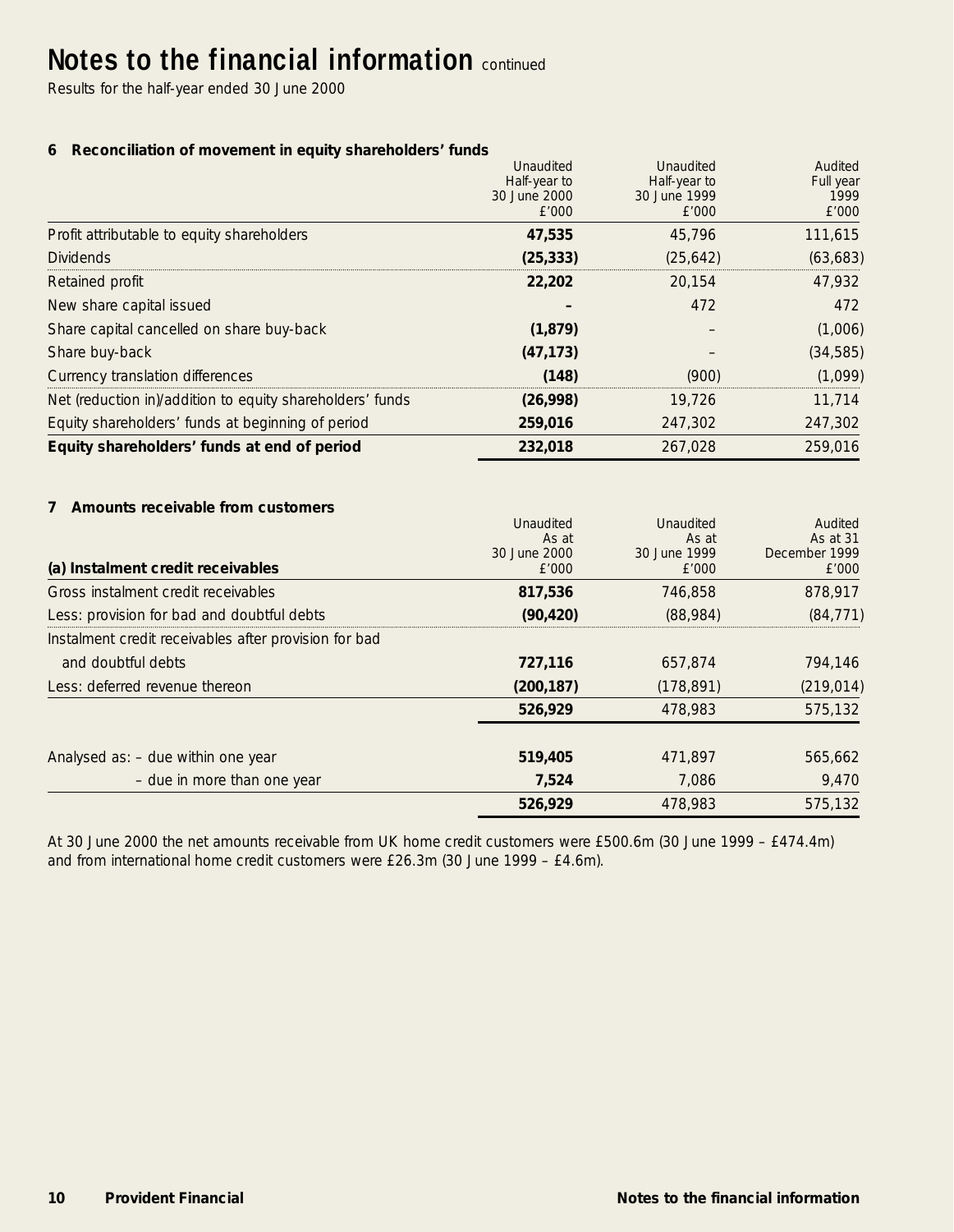# Notes to the financial information continued

Results for the half-year ended 30 June 2000

### 6 Reconciliation of movement in equity shareholders' funds

| | Unaudited Half-year to 30 June 2000 £'000 | Unaudited Half-year to 30 June 1999 £'000 | Audited Full year 1999 £'000 |
|---|---|---|---|
| Profit attributable to equity shareholders | **47,535** | 45,796 | 111,615 |
| Dividends | **(25,333)** | (25,642) | (63,683) |
| Retained profit | **22,202** | 20,154 | 47,932 |
| New share capital issued | **–** | 472 | 472 |
| Share capital cancelled on share buy-back | **(1,879)** | – | (1,006) |
| Share buy-back | **(47,173)** | – | (34,585) |
| Currency translation differences | **(148)** | (900) | (1,099) |
| Net (reduction in)/addition to equity shareholders' funds | **(26,998)** | 19,726 | 11,714 |
| Equity shareholders' funds at beginning of period | **259,016** | 247,302 | 247,302 |
| **Equity shareholders' funds at end of period** | **232,018** | 267,028 | 259,016 |

### 7 Amounts receivable from customers

| **(a) Instalment credit receivables** | Unaudited As at 30 June 2000 £'000 | Unaudited As at 30 June 1999 £'000 | Audited As at 31 December 1999 £'000 |
|---|---|---|---|
| Gross instalment credit receivables | **817,536** | 746,858 | 878,917 |
| Less: provision for bad and doubtful debts | **(90,420)** | (88,984) | (84,771) |
| Instalment credit receivables after provision for bad and doubtful debts | **727,116** | 657,874 | 794,146 |
| Less: deferred revenue thereon | **(200,187)** | (178,891) | (219,014) |
| | **526,929** | 478,983 | 575,132 |
| Analysed as: – due within one year | **519,405** | 471,897 | 565,662 |
| – due in more than one year | **7,524** | 7,086 | 9,470 |
| | **526,929** | 478,983 | 575,132 |

At 30 June 2000 the net amounts receivable from UK home credit customers were £500.6m (30 June 1999 – £474.4m) and from international home credit customers were £26.3m (30 June 1999 – £4.6m).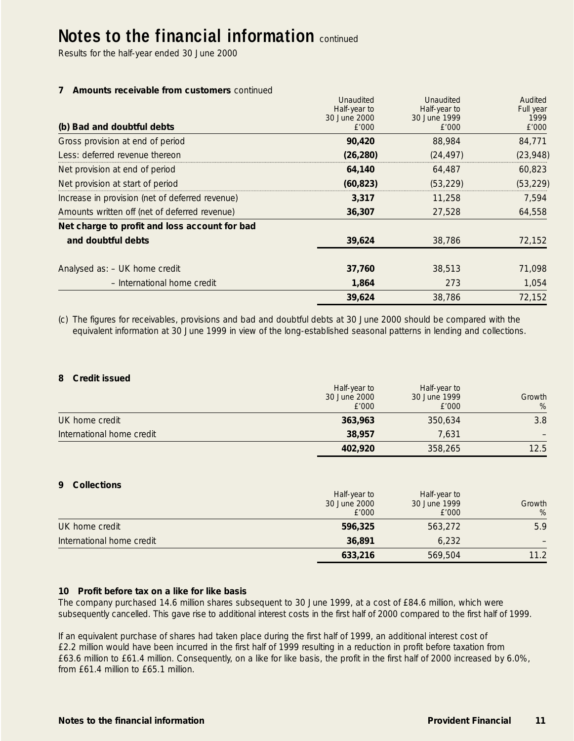# Notes to the financial information continued

Results for the half-year ended 30 June 2000

**7 Amounts receivable from customers** continued

| (b) Bad and doubtful debts | Unaudited Half-year to 30 June 2000 £'000 | Unaudited Half-year to 30 June 1999 £'000 | Audited Full year 1999 £'000 |
|---|---|---|---|
| Gross provision at end of period | **90,420** | 88,984 | 84,771 |
| Less: deferred revenue thereon | **(26,280)** | (24,497) | (23,948) |
| Net provision at end of period | **64,140** | 64,487 | 60,823 |
| Net provision at start of period | **(60,823)** | (53,229) | (53,229) |
| Increase in provision (net of deferred revenue) | **3,317** | 11,258 | 7,594 |
| Amounts written off (net of deferred revenue) | **36,307** | 27,528 | 64,558 |
| **Net charge to profit and loss account for bad and doubtful debts** | **39,624** | 38,786 | 72,152 |
| Analysed as: – UK home credit | **37,760** | 38,513 | 71,098 |
| – International home credit | **1,864** | 273 | 1,054 |
| | **39,624** | 38,786 | 72,152 |

(c) The figures for receivables, provisions and bad and doubtful debts at 30 June 2000 should be compared with the equivalent information at 30 June 1999 in view of the long-established seasonal patterns in lending and collections.

**8 Credit issued**

| | Half-year to 30 June 2000 £'000 | Half-year to 30 June 1999 £'000 | Growth % |
|---|---|---|---|
| UK home credit | **363,963** | 350,634 | 3.8 |
| International home credit | **38,957** | 7,631 | – |
| | **402,920** | 358,265 | 12.5 |

**9 Collections**

| | Half-year to 30 June 2000 £'000 | Half-year to 30 June 1999 £'000 | Growth % |
|---|---|---|---|
| UK home credit | **596,325** | 563,272 | 5.9 |
| International home credit | **36,891** | 6,232 | – |
| | **633,216** | 569,504 | 11.2 |

**10 Profit before tax on a like for like basis**

The company purchased 14.6 million shares subsequent to 30 June 1999, at a cost of £84.6 million, which were subsequently cancelled. This gave rise to additional interest costs in the first half of 2000 compared to the first half of 1999.

If an equivalent purchase of shares had taken place during the first half of 1999, an additional interest cost of £2.2 million would have been incurred in the first half of 1999 resulting in a reduction in profit before taxation from £63.6 million to £61.4 million. Consequently, on a like for like basis, the profit in the first half of 2000 increased by 6.0%, from £61.4 million to £65.1 million.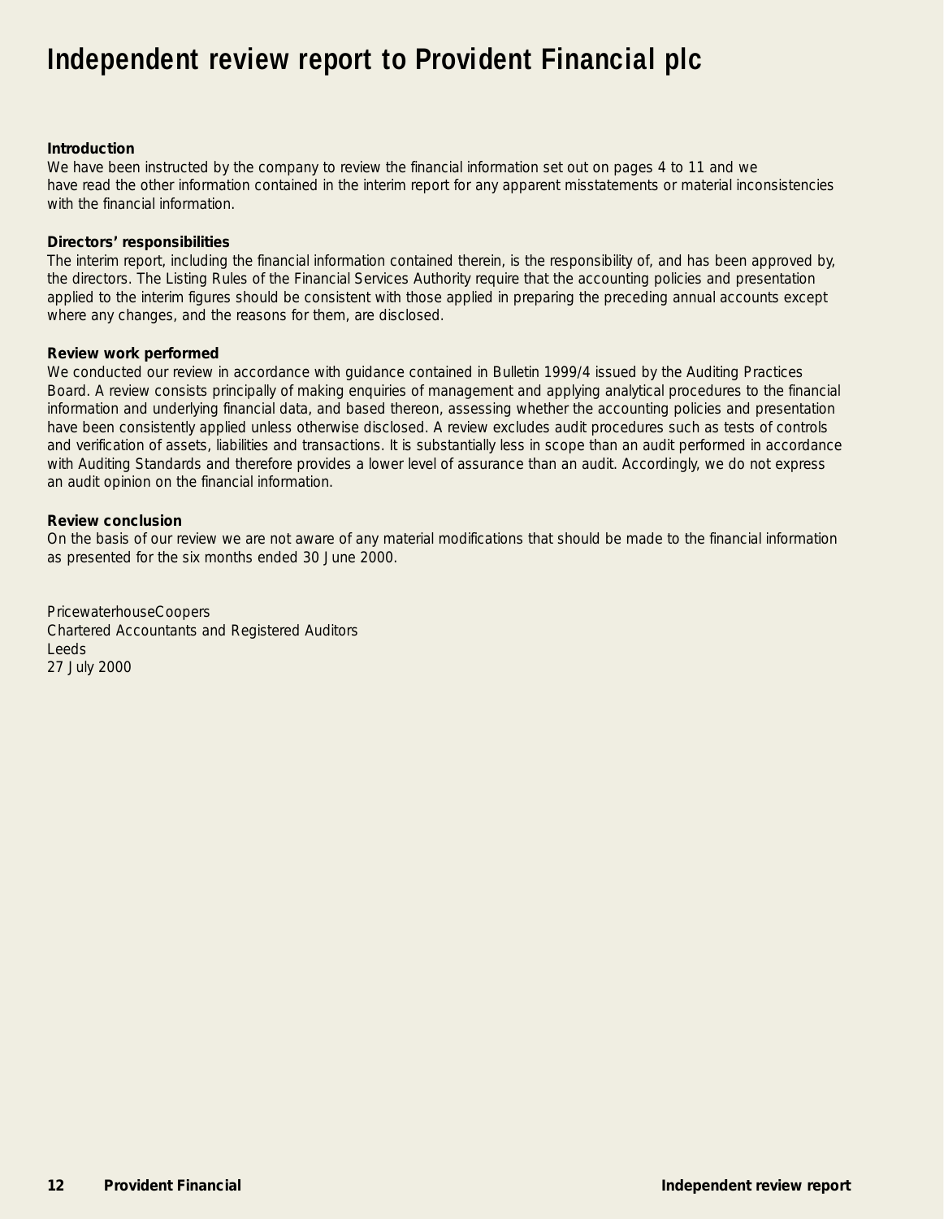# Independent review report to Provident Financial plc

**Introduction**

We have been instructed by the company to review the financial information set out on pages 4 to 11 and we have read the other information contained in the interim report for any apparent misstatements or material inconsistencies with the financial information.

**Directors' responsibilities**

The interim report, including the financial information contained therein, is the responsibility of, and has been approved by, the directors. The Listing Rules of the Financial Services Authority require that the accounting policies and presentation applied to the interim figures should be consistent with those applied in preparing the preceding annual accounts except where any changes, and the reasons for them, are disclosed.

**Review work performed**

We conducted our review in accordance with guidance contained in Bulletin 1999/4 issued by the Auditing Practices Board. A review consists principally of making enquiries of management and applying analytical procedures to the financial information and underlying financial data, and based thereon, assessing whether the accounting policies and presentation have been consistently applied unless otherwise disclosed. A review excludes audit procedures such as tests of controls and verification of assets, liabilities and transactions. It is substantially less in scope than an audit performed in accordance with Auditing Standards and therefore provides a lower level of assurance than an audit. Accordingly, we do not express an audit opinion on the financial information.

**Review conclusion**

On the basis of our review we are not aware of any material modifications that should be made to the financial information as presented for the six months ended 30 June 2000.

PricewaterhouseCoopers
Chartered Accountants and Registered Auditors
Leeds
27 July 2000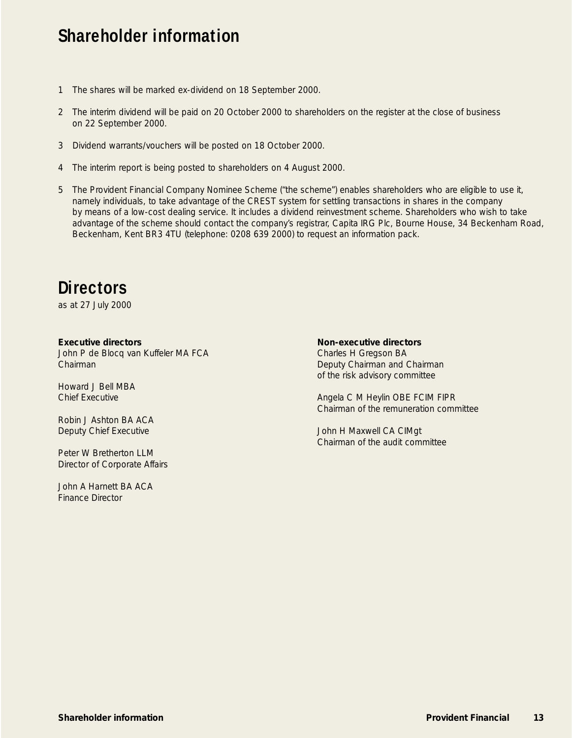# Shareholder information

1. The shares will be marked ex-dividend on 18 September 2000.
2. The interim dividend will be paid on 20 October 2000 to shareholders on the register at the close of business on 22 September 2000.
3. Dividend warrants/vouchers will be posted on 18 October 2000.
4. The interim report is being posted to shareholders on 4 August 2000.
5. The Provident Financial Company Nominee Scheme ("the scheme") enables shareholders who are eligible to use it, namely individuals, to take advantage of the CREST system for settling transactions in shares in the company by means of a low-cost dealing service. It includes a dividend reinvestment scheme. Shareholders who wish to take advantage of the scheme should contact the company's registrar, Capita IRG Plc, Bourne House, 34 Beckenham Road, Beckenham, Kent BR3 4TU (telephone: 0208 639 2000) to request an information pack.

# Directors

as at 27 July 2000

**Executive directors**

John P de Blocq van Kuffeler MA FCA
Chairman

Howard J Bell MBA
Chief Executive

Robin J Ashton BA ACA
Deputy Chief Executive

Peter W Bretherton LLM
Director of Corporate Affairs

John A Harnett BA ACA
Finance Director

**Non-executive directors**

Charles H Gregson BA
Deputy Chairman and Chairman of the risk advisory committee

Angela C M Heylin OBE FCIM FIPR
Chairman of the remuneration committee

John H Maxwell CA CIMgt
Chairman of the audit committee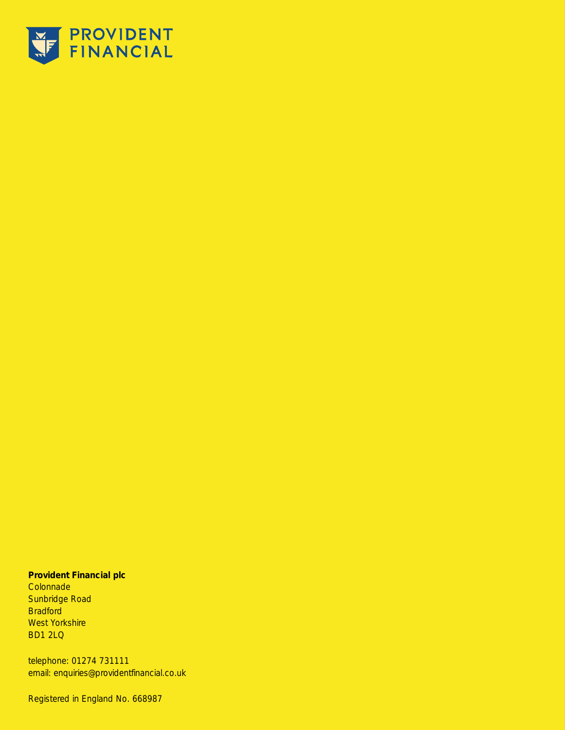PROVIDENT FINANCIAL

**Provident Financial plc**
Colonnade
Sunbridge Road
Bradford
West Yorkshire
BD1 2LQ

telephone: 01274 731111
email: enquiries@providentfinancial.co.uk

Registered in England No. 668987